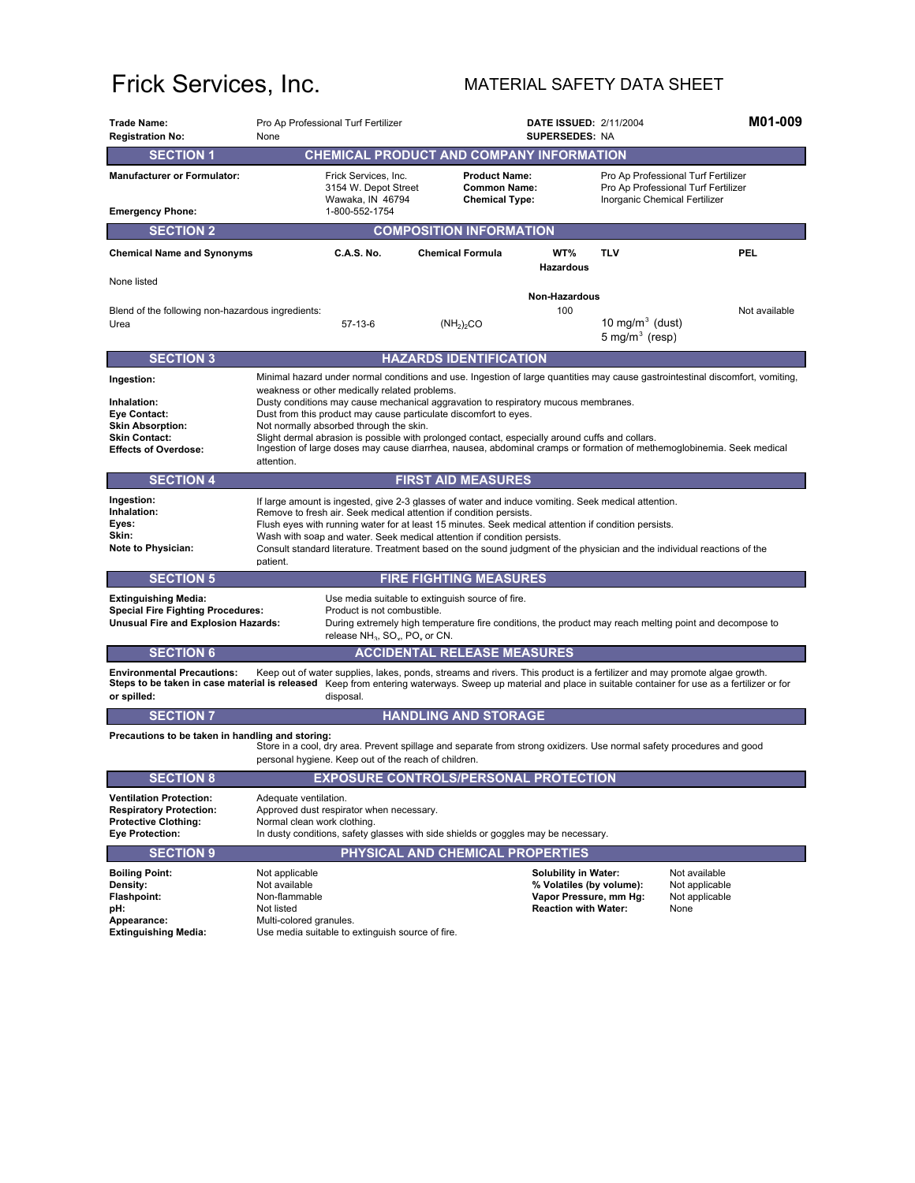# Frick Services, Inc.

## MATERIAL SAFETY DATA SHEET

**Trade Name:** Pro Ap Professional Turf Fertilizer
**Registration No:** None
**DATE ISSUED:** 2/11/2004
**SUPERSEDES:** NA
**M01-009**

## SECTION 1 — CHEMICAL PRODUCT AND COMPANY INFORMATION

**Manufacturer or Formulator:** Frick Services, Inc.
3154 W. Depot Street
Wawaka, IN 46794

**Emergency Phone:** 1-800-552-1754

**Product Name:** Pro Ap Professional Turf Fertilizer
**Common Name:** Pro Ap Professional Turf Fertilizer
**Chemical Type:** Inorganic Chemical Fertilizer

## SECTION 2 — COMPOSITION INFORMATION

| Chemical Name and Synonyms | C.A.S. No. | Chemical Formula | WT% | TLV | PEL |
|---|---|---|---|---|---|
| | | | **Hazardous** | | |
| None listed | | | | | |
| | | | **Non-Hazardous** | | |
| Blend of the following non-hazardous ingredients: | | | 100 | | Not available |
| Urea | 57-13-6 | $(NH_2)_2CO$ | | 10 mg/m$^3$ (dust)<br>5 mg/m$^3$ (resp) | |

## SECTION 3 — HAZARDS IDENTIFICATION

**Ingestion:** Minimal hazard under normal conditions and use. Ingestion of large quantities may cause gastrointestinal discomfort, vomiting, weakness or other medically related problems.
**Inhalation:** Dusty conditions may cause mechanical aggravation to respiratory mucous membranes.
**Eye Contact:** Dust from this product may cause particulate discomfort to eyes.
**Skin Absorption:** Not normally absorbed through the skin.
**Skin Contact:** Slight dermal abrasion is possible with prolonged contact, especially around cuffs and collars.
**Effects of Overdose:** Ingestion of large doses may cause diarrhea, nausea, abdominal cramps or formation of methemoglobinemia. Seek medical attention.

## SECTION 4 — FIRST AID MEASURES

**Ingestion:** If large amount is ingested, give 2-3 glasses of water and induce vomiting. Seek medical attention.
**Inhalation:** Remove to fresh air. Seek medical attention if condition persists.
**Eyes:** Flush eyes with running water for at least 15 minutes. Seek medical attention if condition persists.
**Skin:** Wash with soap and water. Seek medical attention if condition persists.
**Note to Physician:** Consult standard literature. Treatment based on the sound judgment of the physician and the individual reactions of the patient.

## SECTION 5 — FIRE FIGHTING MEASURES

**Extinguishing Media:** Use media suitable to extinguish source of fire.
**Special Fire Fighting Procedures:** Product is not combustible.
**Unusual Fire and Explosion Hazards:** During extremely high temperature fire conditions, the product may reach melting point and decompose to release $NH_3$, $SO_x$, $PO_x$ or CN.

## SECTION 6 — ACCIDENTAL RELEASE MEASURES

**Environmental Precautions:** Keep out of water supplies, lakes, ponds, streams and rivers. This product is a fertilizer and may promote algae growth.
**Steps to be taken in case material is released or spilled:** Keep from entering waterways. Sweep up material and place in suitable container for use as a fertilizer or for disposal.

## SECTION 7 — HANDLING AND STORAGE

**Precautions to be taken in handling and storing:**
Store in a cool, dry area. Prevent spillage and separate from strong oxidizers. Use normal safety procedures and good personal hygiene. Keep out of the reach of children.

## SECTION 8 — EXPOSURE CONTROLS/PERSONAL PROTECTION

**Ventilation Protection:** Adequate ventilation.
**Respiratory Protection:** Approved dust respirator when necessary.
**Protective Clothing:** Normal clean work clothing.
**Eye Protection:** In dusty conditions, safety glasses with side shields or goggles may be necessary.

## SECTION 9 — PHYSICAL AND CHEMICAL PROPERTIES

**Boiling Point:** Not applicable
**Density:** Not available
**Flashpoint:** Non-flammable
**pH:** Not listed
**Appearance:** Multi-colored granules.
**Extinguishing Media:** Use media suitable to extinguish source of fire.

**Solubility in Water:** Not available
**% Volatiles (by volume):** Not applicable
**Vapor Pressure, mm Hg:** Not applicable
**Reaction with Water:** None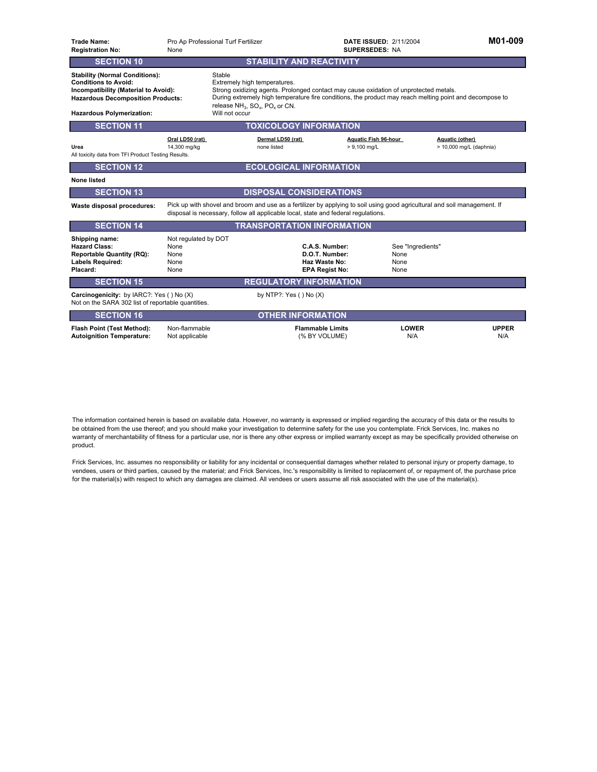| | | | |
|---|---|---|---|
| **Trade Name:** | Pro Ap Professional Turf Fertilizer | **DATE ISSUED:** 2/11/2004 | **M01-009** |
| **Registration No:** | None | **SUPERSEDES:** NA | |

## SECTION 10 — STABILITY AND REACTIVITY

**Stability (Normal Conditions):** Stable

**Conditions to Avoid:** Extremely high temperatures.

**Incompatibility (Material to Avoid):** Strong oxidizing agents. Prolonged contact may cause oxidation of unprotected metals.

**Hazardous Decomposition Products:** During extremely high temperature fire conditions, the product may reach melting point and decompose to release $NH_3$, $SO_x$, $PO_x$ or CN.

**Hazardous Polymerization:** Will not occur

## SECTION 11 — TOXICOLOGY INFORMATION

| | Oral LD50 (rat) | Dermal LD50 (rat) | Aquatic Fish 96-hour | Aquatic (other) |
|---|---|---|---|---|
| **Urea** | 14,300 mg/kg | none listed | > 9,100 mg/L | > 10,000 mg/L (daphnia) |

All toxicity data from TFI Product Testing Results.

## SECTION 12 — ECOLOGICAL INFORMATION

**None listed**

## SECTION 13 — DISPOSAL CONSIDERATIONS

**Waste disposal procedures:** Pick up with shovel and broom and use as a fertilizer by applying to soil using good agricultural and soil management. If disposal is necessary, follow all applicable local, state and federal regulations.

## SECTION 14 — TRANSPORTATION INFORMATION

| | | | |
|---|---|---|---|
| **Shipping name:** | Not regulated by DOT | | |
| **Hazard Class:** | None | **C.A.S. Number:** | See "Ingredients" |
| **Reportable Quantity (RQ):** | None | **D.O.T. Number:** | None |
| **Labels Required:** | None | **Haz Waste No:** | None |
| **Placard:** | None | **EPA Regist No:** | None |

## SECTION 15 — REGULATORY INFORMATION

**Carcinogenicity:** by IARC?: Yes ( ) No (X) by NTP?: Yes ( ) No (X)

Not on the SARA 302 list of reportable quantities.

## SECTION 16 — OTHER INFORMATION

| | | | | |
|---|---|---|---|---|
| **Flash Point (Test Method):** | Non-flammable | **Flammable Limits** | **LOWER** | **UPPER** |
| **Autoignition Temperature:** | Not applicable | (% BY VOLUME) | N/A | N/A |

The information contained herein is based on available data. However, no warranty is expressed or implied regarding the accuracy of this data or the results to be obtained from the use thereof; and you should make your investigation to determine safety for the use you contemplate. Frick Services, Inc. makes no warranty of merchantability of fitness for a particular use, nor is there any other express or implied warranty except as may be specifically provided otherwise on product.

Frick Services, Inc. assumes no responsibility or liability for any incidental or consequential damages whether related to personal injury or property damage, to vendees, users or third parties, caused by the material; and Frick Services, Inc.'s responsibility is limited to replacement of, or repayment of, the purchase price for the material(s) with respect to which any damages are claimed. All vendees or users assume all risk associated with the use of the material(s).